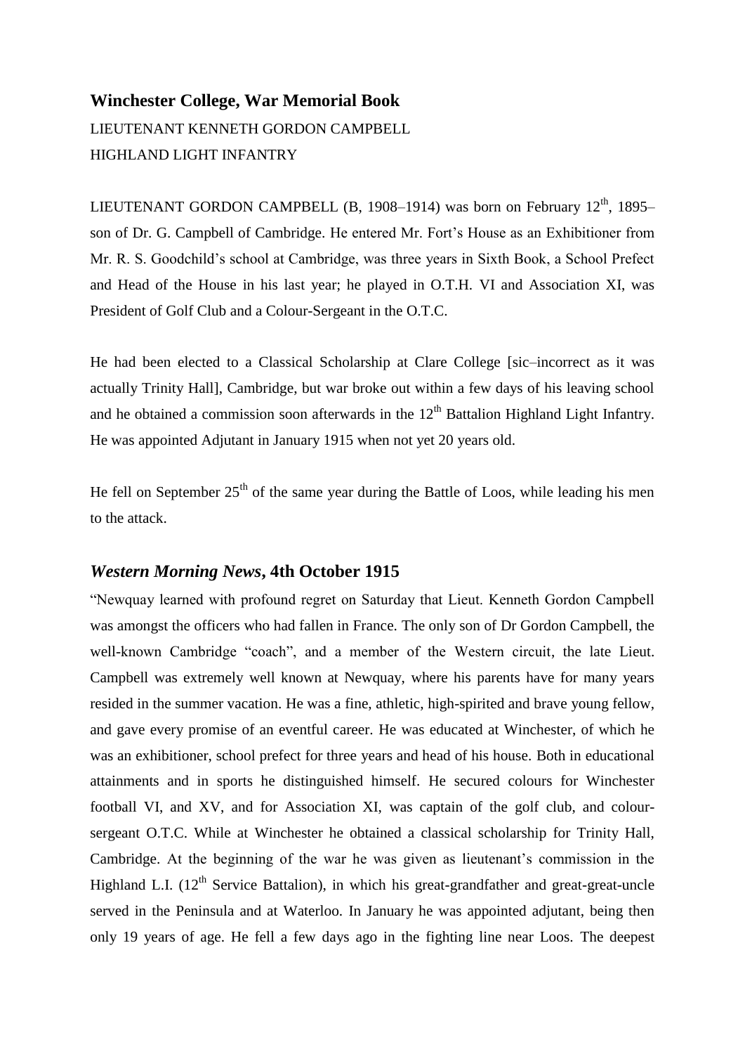## Winchester College, War Memorial Book

LIEUTENANT KENNETH GORDON CAMPBELL

HIGHLAND LIGHT INFANTRY

LIEUTENANT GORDON CAMPBELL (B, 1908–1914) was born on February 12th, 1895–son of Dr. G. Campbell of Cambridge. He entered Mr. Fort's House as an Exhibitioner from Mr. R. S. Goodchild's school at Cambridge, was three years in Sixth Book, a School Prefect and Head of the House in his last year; he played in O.T.H. VI and Association XI, was President of Golf Club and a Colour-Sergeant in the O.T.C.

He had been elected to a Classical Scholarship at Clare College [sic–incorrect as it was actually Trinity Hall], Cambridge, but war broke out within a few days of his leaving school and he obtained a commission soon afterwards in the 12th Battalion Highland Light Infantry. He was appointed Adjutant in January 1915 when not yet 20 years old.

He fell on September 25th of the same year during the Battle of Loos, while leading his men to the attack.

## *Western Morning News*, 4th October 1915

"Newquay learned with profound regret on Saturday that Lieut. Kenneth Gordon Campbell was amongst the officers who had fallen in France. The only son of Dr Gordon Campbell, the well-known Cambridge "coach", and a member of the Western circuit, the late Lieut. Campbell was extremely well known at Newquay, where his parents have for many years resided in the summer vacation. He was a fine, athletic, high-spirited and brave young fellow, and gave every promise of an eventful career. He was educated at Winchester, of which he was an exhibitioner, school prefect for three years and head of his house. Both in educational attainments and in sports he distinguished himself. He secured colours for Winchester football VI, and XV, and for Association XI, was captain of the golf club, and colour-sergeant O.T.C. While at Winchester he obtained a classical scholarship for Trinity Hall, Cambridge. At the beginning of the war he was given as lieutenant's commission in the Highland L.I. (12th Service Battalion), in which his great-grandfather and great-great-uncle served in the Peninsula and at Waterloo. In January he was appointed adjutant, being then only 19 years of age. He fell a few days ago in the fighting line near Loos. The deepest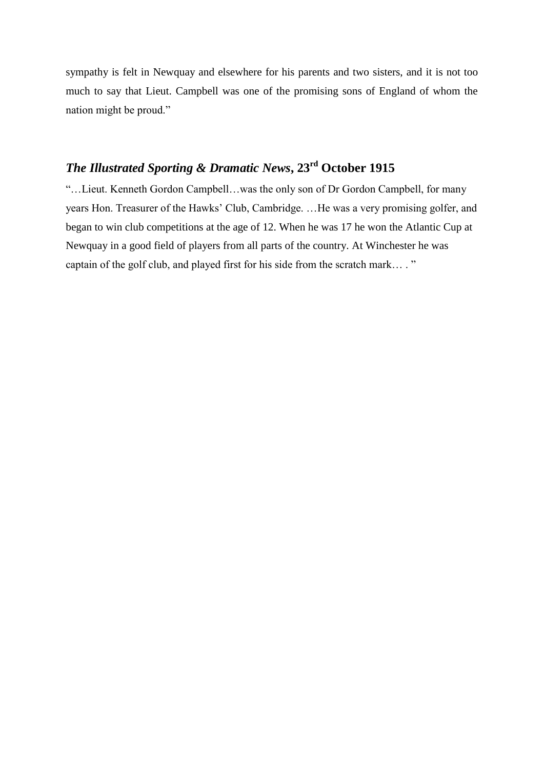sympathy is felt in Newquay and elsewhere for his parents and two sisters, and it is not too much to say that Lieut. Campbell was one of the promising sons of England of whom the nation might be proud."

## *The Illustrated Sporting & Dramatic News*, 23rd October 1915

"…Lieut. Kenneth Gordon Campbell…was the only son of Dr Gordon Campbell, for many years Hon. Treasurer of the Hawks' Club, Cambridge. …He was a very promising golfer, and began to win club competitions at the age of 12. When he was 17 he won the Atlantic Cup at Newquay in a good field of players from all parts of the country. At Winchester he was captain of the golf club, and played first for his side from the scratch mark… . "